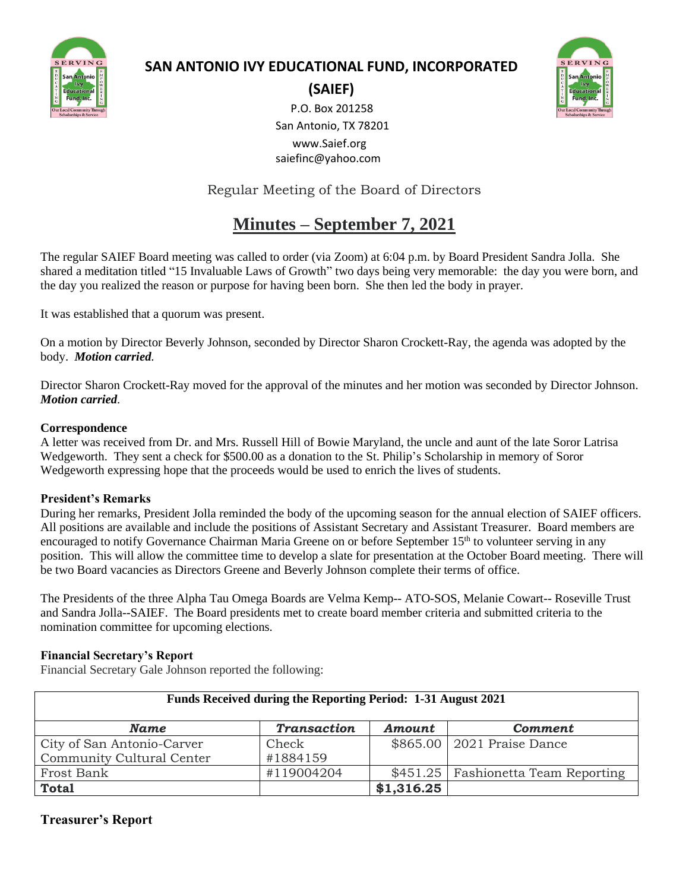# SAN ANTONIO IVY EDUCATIONAL FUND, INCORPORATED

**(SAIEF)**

P.O. Box 201258
San Antonio, TX 78201
www.Saief.org
saiefinc@yahoo.com

Regular Meeting of the Board of Directors

## Minutes – September 7, 2021

The regular SAIEF Board meeting was called to order (via Zoom) at 6:04 p.m. by Board President Sandra Jolla. She shared a meditation titled "15 Invaluable Laws of Growth" two days being very memorable: the day you were born, and the day you realized the reason or purpose for having been born. She then led the body in prayer.

It was established that a quorum was present.

On a motion by Director Beverly Johnson, seconded by Director Sharon Crockett-Ray, the agenda was adopted by the body. ***Motion carried.***

Director Sharon Crockett-Ray moved for the approval of the minutes and her motion was seconded by Director Johnson. ***Motion carried.***

**Correspondence**

A letter was received from Dr. and Mrs. Russell Hill of Bowie Maryland, the uncle and aunt of the late Soror Latrisa Wedgeworth. They sent a check for $500.00 as a donation to the St. Philip's Scholarship in memory of Soror Wedgeworth expressing hope that the proceeds would be used to enrich the lives of students.

**President's Remarks**

During her remarks, President Jolla reminded the body of the upcoming season for the annual election of SAIEF officers. All positions are available and include the positions of Assistant Secretary and Assistant Treasurer. Board members are encouraged to notify Governance Chairman Maria Greene on or before September 15th to volunteer serving in any position. This will allow the committee time to develop a slate for presentation at the October Board meeting. There will be two Board vacancies as Directors Greene and Beverly Johnson complete their terms of office.

The Presidents of the three Alpha Tau Omega Boards are Velma Kemp-- ATO-SOS, Melanie Cowart-- Roseville Trust and Sandra Jolla--SAIEF. The Board presidents met to create board member criteria and submitted criteria to the nomination committee for upcoming elections.

**Financial Secretary's Report**

Financial Secretary Gale Johnson reported the following:

| **Funds Received during the Reporting Period: 1-31 August 2021** | | | |
|---|---|---|---|
| ***Name*** | ***Transaction*** | ***Amount*** | ***Comment*** |
| City of San Antonio-Carver Community Cultural Center | Check #1884159 | $865.00 | 2021 Praise Dance |
| Frost Bank | #119004204 | $451.25 | Fashionetta Team Reporting |
| **Total** | | **$1,316.25** | |

**Treasurer's Report**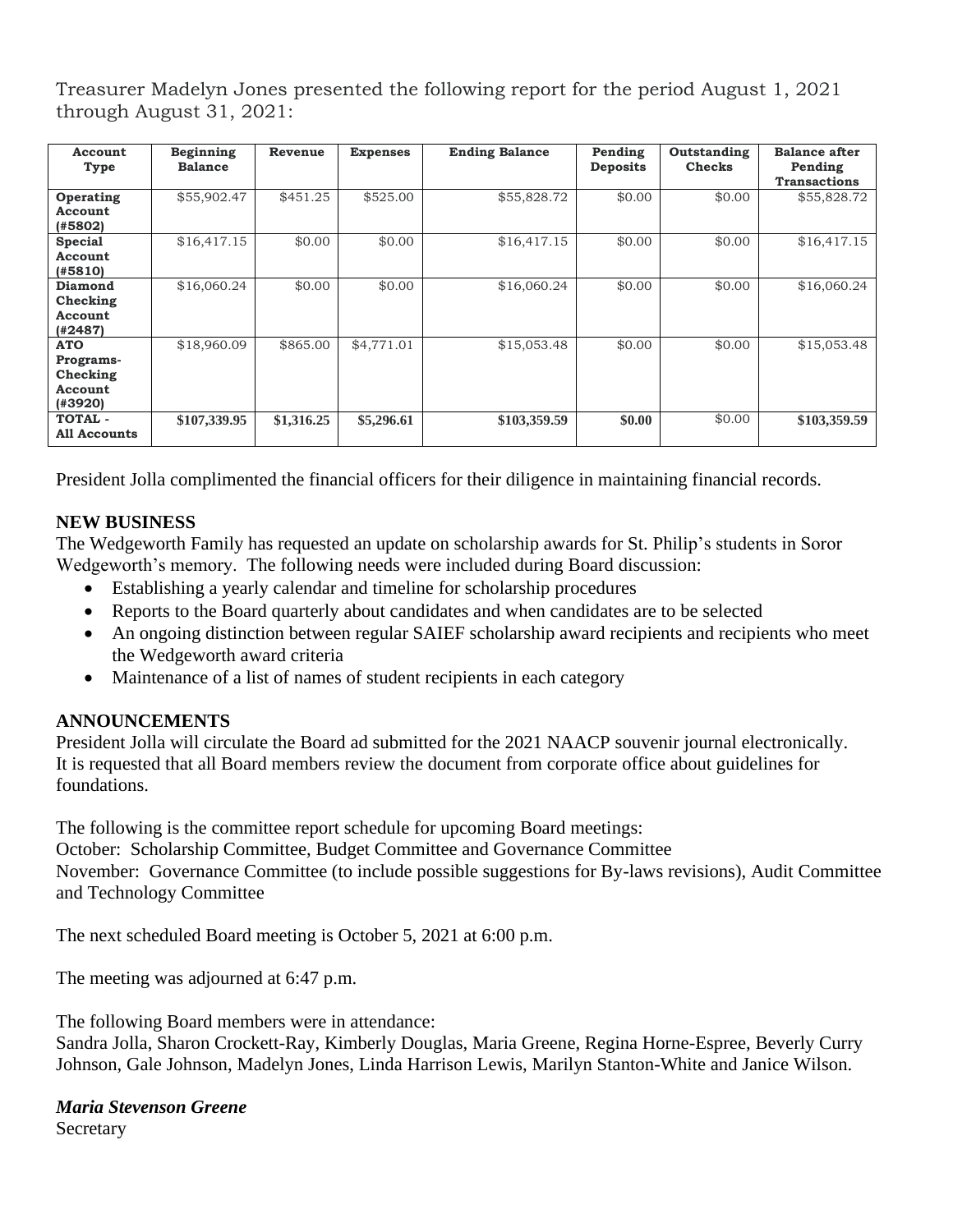Treasurer Madelyn Jones presented the following report for the period August 1, 2021 through August 31, 2021:

| Account Type | Beginning Balance | Revenue | Expenses | Ending Balance | Pending Deposits | Outstanding Checks | Balance after Pending Transactions |
|---|---|---|---|---|---|---|---|
| **Operating Account (#5802)** | $55,902.47 | $451.25 | $525.00 | $55,828.72 | $0.00 | $0.00 | $55,828.72 |
| **Special Account (#5810)** | $16,417.15 | $0.00 | $0.00 | $16,417.15 | $0.00 | $0.00 | $16,417.15 |
| **Diamond Checking Account (#2487)** | $16,060.24 | $0.00 | $0.00 | $16,060.24 | $0.00 | $0.00 | $16,060.24 |
| **ATO Programs-Checking Account (#3920)** | $18,960.09 | $865.00 | $4,771.01 | $15,053.48 | $0.00 | $0.00 | $15,053.48 |
| **TOTAL - All Accounts** | **$107,339.95** | **$1,316.25** | **$5,296.61** | **$103,359.59** | **$0.00** | $0.00 | **$103,359.59** |

President Jolla complimented the financial officers for their diligence in maintaining financial records.

## NEW BUSINESS

The Wedgeworth Family has requested an update on scholarship awards for St. Philip's students in Soror Wedgeworth's memory. The following needs were included during Board discussion:

- Establishing a yearly calendar and timeline for scholarship procedures
- Reports to the Board quarterly about candidates and when candidates are to be selected
- An ongoing distinction between regular SAIEF scholarship award recipients and recipients who meet the Wedgeworth award criteria
- Maintenance of a list of names of student recipients in each category

## ANNOUNCEMENTS

President Jolla will circulate the Board ad submitted for the 2021 NAACP souvenir journal electronically. It is requested that all Board members review the document from corporate office about guidelines for foundations.

The following is the committee report schedule for upcoming Board meetings:
October: Scholarship Committee, Budget Committee and Governance Committee
November: Governance Committee (to include possible suggestions for By-laws revisions), Audit Committee and Technology Committee

The next scheduled Board meeting is October 5, 2021 at 6:00 p.m.

The meeting was adjourned at 6:47 p.m.

The following Board members were in attendance:
Sandra Jolla, Sharon Crockett-Ray, Kimberly Douglas, Maria Greene, Regina Horne-Espree, Beverly Curry Johnson, Gale Johnson, Madelyn Jones, Linda Harrison Lewis, Marilyn Stanton-White and Janice Wilson.

***Maria Stevenson Greene***
Secretary